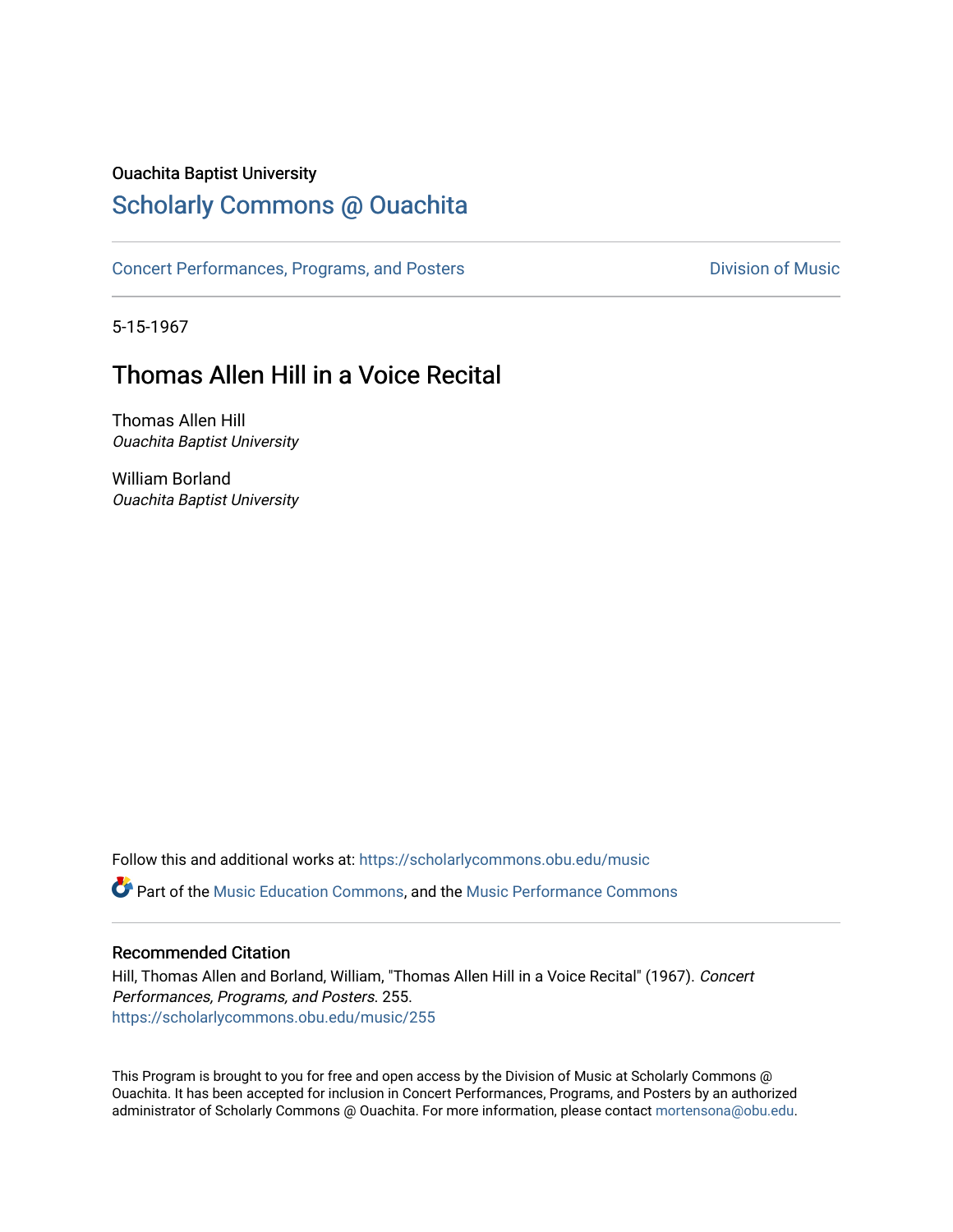Ouachita Baptist University

## Scholarly Commons @ Ouachita

Concert Performances, Programs, and Posters

Division of Music

5-15-1967

# Thomas Allen Hill in a Voice Recital

Thomas Allen Hill
*Ouachita Baptist University*

William Borland
*Ouachita Baptist University*

Follow this and additional works at: https://scholarlycommons.obu.edu/music

Part of the Music Education Commons, and the Music Performance Commons

### Recommended Citation

Hill, Thomas Allen and Borland, William, "Thomas Allen Hill in a Voice Recital" (1967). *Concert Performances, Programs, and Posters*. 255.
https://scholarlycommons.obu.edu/music/255

This Program is brought to you for free and open access by the Division of Music at Scholarly Commons @ Ouachita. It has been accepted for inclusion in Concert Performances, Programs, and Posters by an authorized administrator of Scholarly Commons @ Ouachita. For more information, please contact mortensona@obu.edu.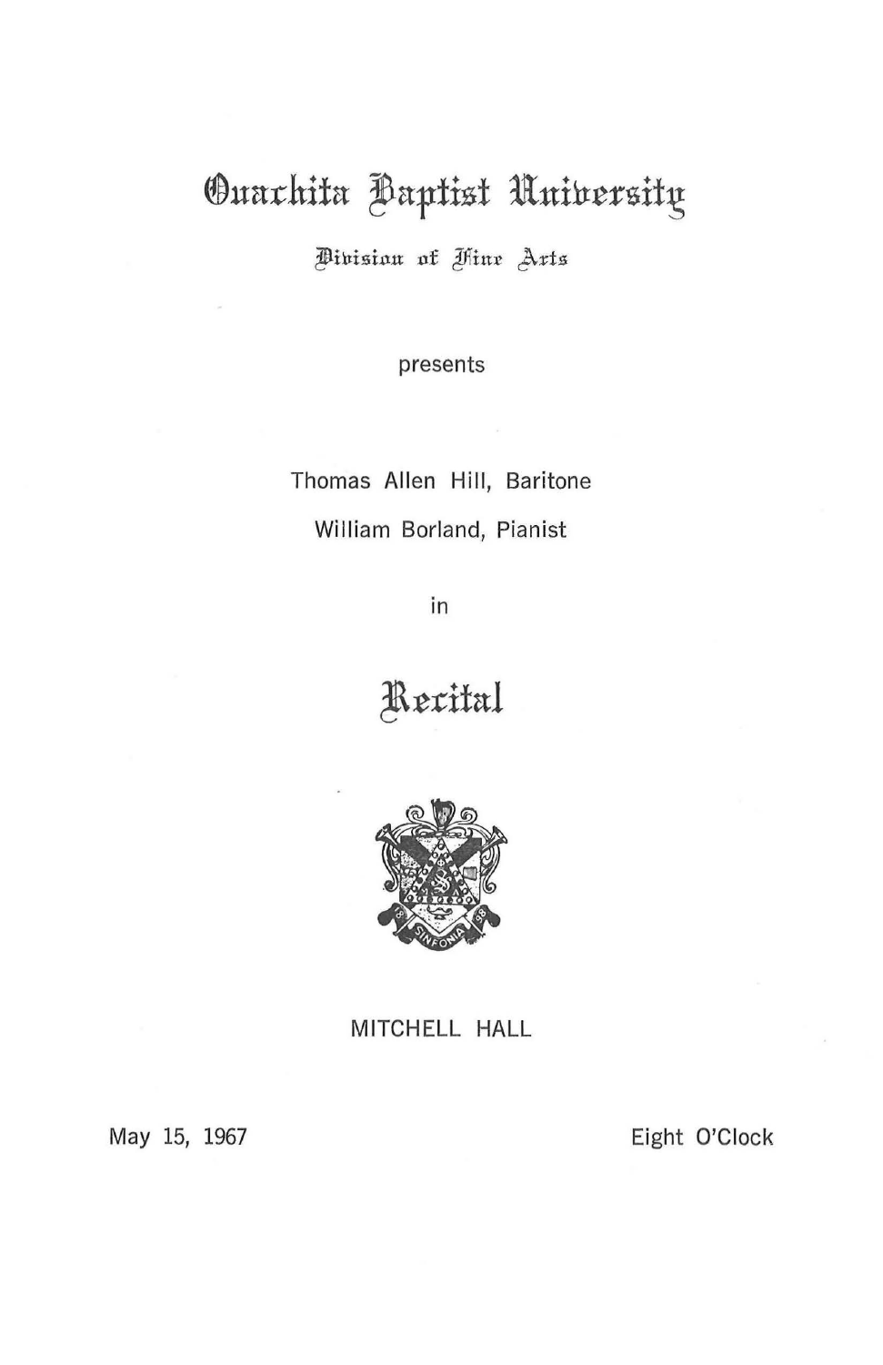# Ouachita Baptist University

Division of Fine Arts

presents

Thomas Allen Hill, Baritone

William Borland, Pianist

in

# Recital

MITCHELL HALL

May 15, 1967

Eight O'Clock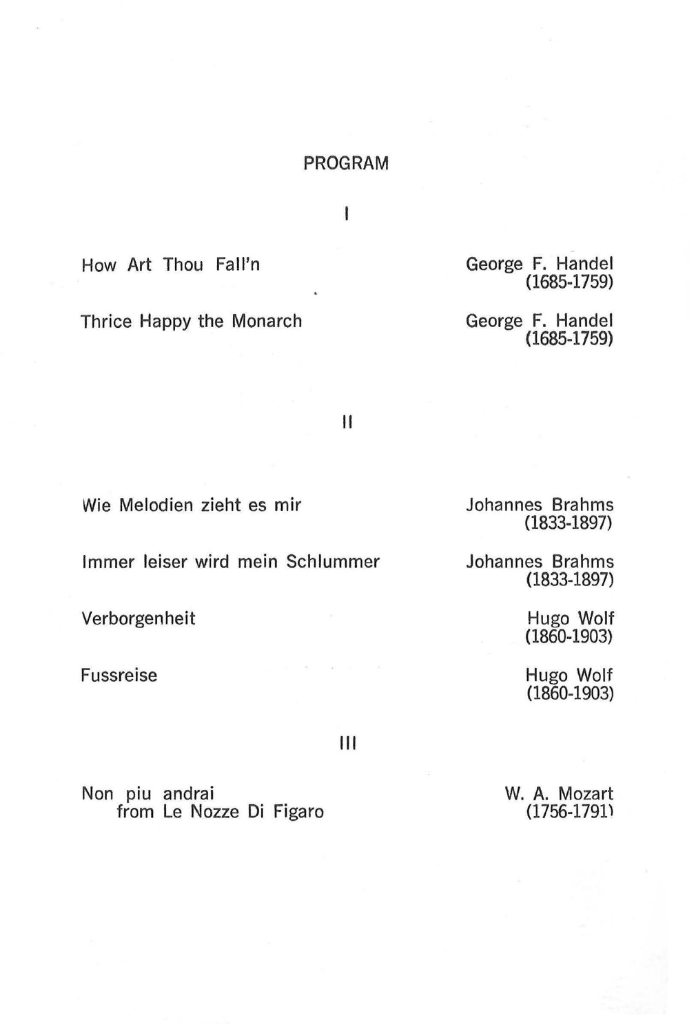# PROGRAM

## I

How Art Thou Fall'n — George F. Handel (1685-1759)

Thrice Happy the Monarch — George F. Handel (1685-1759)

## II

Wie Melodien zieht es mir — Johannes Brahms (1833-1897)

Immer leiser wird mein Schlummer — Johannes Brahms (1833-1897)

Verborgenheit — Hugo Wolf (1860-1903)

Fussreise — Hugo Wolf (1860-1903)

## III

Non piu andrai
from Le Nozze Di Figaro — W. A. Mozart (1756-1791)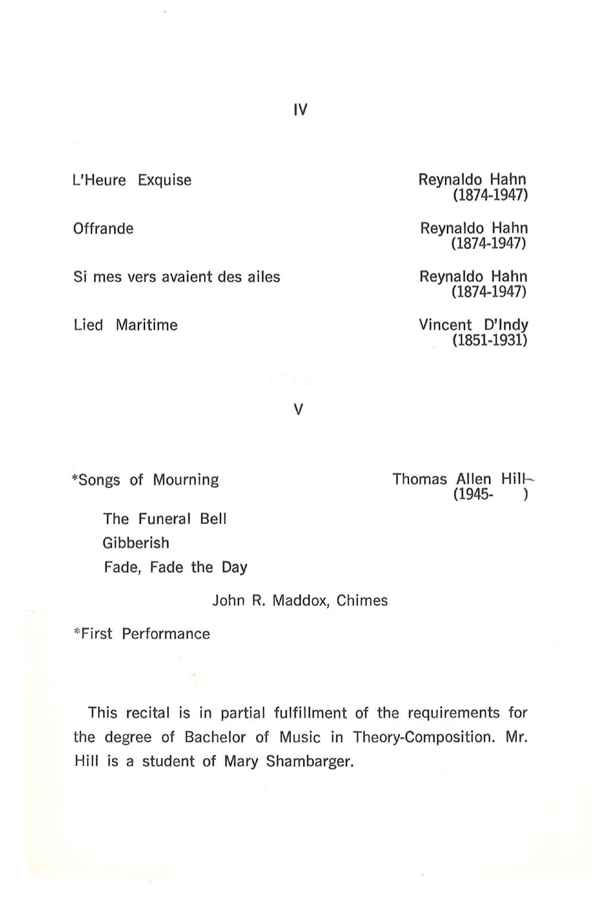## IV

| | |
|---|---|
| L'Heure Exquise | Reynaldo Hahn (1874-1947) |
| Offrande | Reynaldo Hahn (1874-1947) |
| Si mes vers avaient des ailes | Reynaldo Hahn (1874-1947) |
| Lied Maritime | Vincent D'Indy (1851-1931) |

## V

*Songs of Mourning — Thomas Allen Hill (1945- )

- The Funeral Bell
- Gibberish
- Fade, Fade the Day

John R. Maddox, Chimes

*First Performance

This recital is in partial fulfillment of the requirements for the degree of Bachelor of Music in Theory-Composition. Mr. Hill is a student of Mary Shambarger.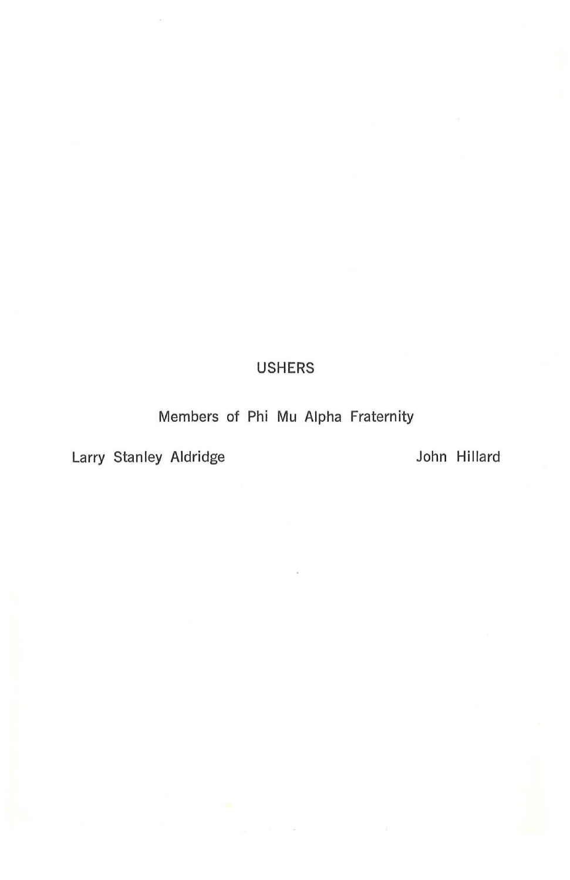## USHERS

Members of Phi Mu Alpha Fraternity

Larry Stanley Aldridge

John Hillard